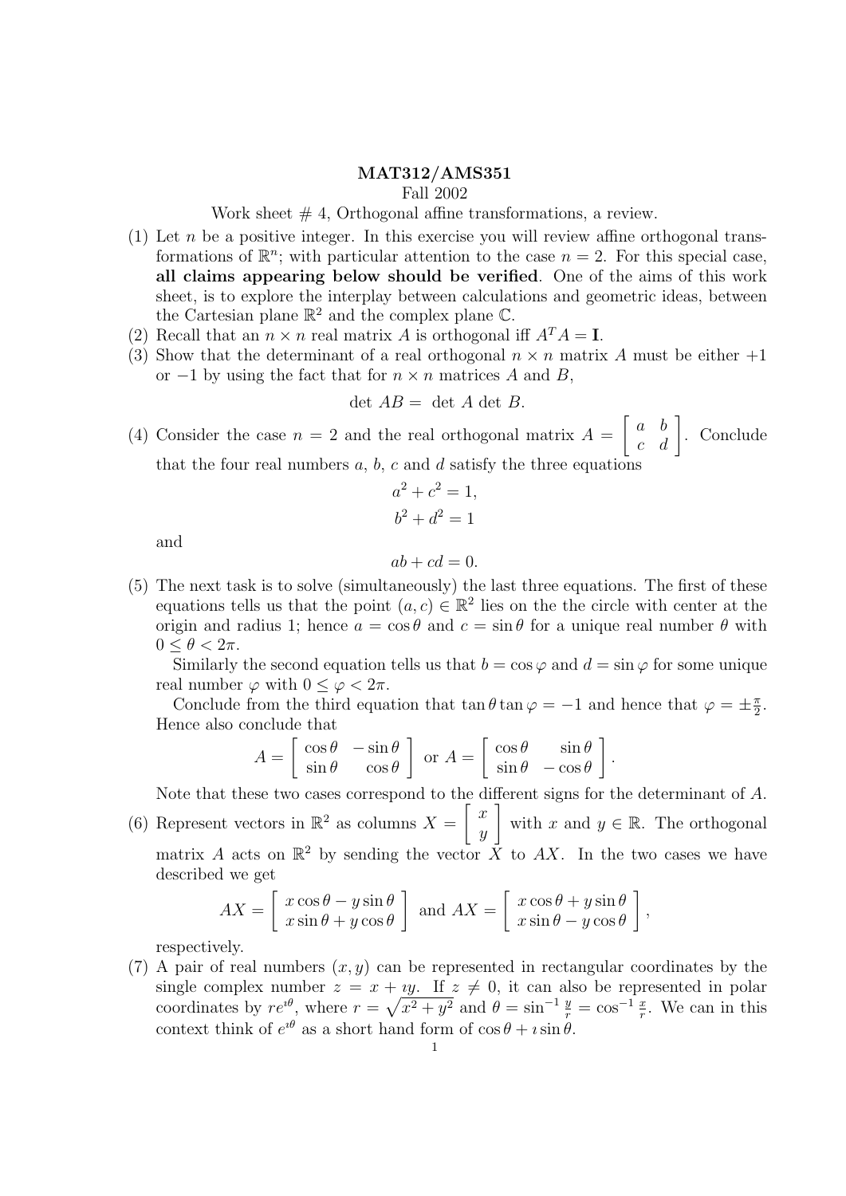**MAT312/AMS351**

Fall 2002

Work sheet # 4, Orthogonal affine transformations, a review.

(1) Let $n$ be a positive integer. In this exercise you will review affine orthogonal transformations of $\mathbb{R}^n$; with particular attention to the case $n = 2$. For this special case, **all claims appearing below should be verified**. One of the aims of this work sheet, is to explore the interplay between calculations and geometric ideas, between the Cartesian plane $\mathbb{R}^2$ and the complex plane $\mathbb{C}$.

(2) Recall that an $n \times n$ real matrix $A$ is orthogonal iff $A^T A = \mathbf{I}$.

(3) Show that the determinant of a real orthogonal $n \times n$ matrix $A$ must be either $+1$ or $-1$ by using the fact that for $n \times n$ matrices $A$ and $B$,

$$\det AB = \det A \det B.$$

(4) Consider the case $n = 2$ and the real orthogonal matrix $A = \begin{bmatrix} a & b \\ c & d \end{bmatrix}$. Conclude that the four real numbers $a$, $b$, $c$ and $d$ satisfy the three equations

$$a^2 + c^2 = 1,$$

$$b^2 + d^2 = 1$$

and

$$ab + cd = 0.$$

(5) The next task is to solve (simultaneously) the last three equations. The first of these equations tells us that the point $(a, c) \in \mathbb{R}^2$ lies on the the circle with center at the origin and radius 1; hence $a = \cos\theta$ and $c = \sin\theta$ for a unique real number $\theta$ with $0 \le \theta < 2\pi$.

Similarly the second equation tells us that $b = \cos\varphi$ and $d = \sin\varphi$ for some unique real number $\varphi$ with $0 \le \varphi < 2\pi$.

Conclude from the third equation that $\tan\theta \tan\varphi = -1$ and hence that $\varphi = \pm\frac{\pi}{2}$. Hence also conclude that

$$A = \begin{bmatrix} \cos\theta & -\sin\theta \\ \sin\theta & \cos\theta \end{bmatrix} \text{ or } A = \begin{bmatrix} \cos\theta & \sin\theta \\ \sin\theta & -\cos\theta \end{bmatrix}.$$

Note that these two cases correspond to the different signs for the determinant of $A$.

(6) Represent vectors in $\mathbb{R}^2$ as columns $X = \begin{bmatrix} x \\ y \end{bmatrix}$ with $x$ and $y \in \mathbb{R}$. The orthogonal matrix $A$ acts on $\mathbb{R}^2$ by sending the vector $X$ to $AX$. In the two cases we have described we get

$$AX = \begin{bmatrix} x\cos\theta - y\sin\theta \\ x\sin\theta + y\cos\theta \end{bmatrix} \text{ and } AX = \begin{bmatrix} x\cos\theta + y\sin\theta \\ x\sin\theta - y\cos\theta \end{bmatrix},$$

respectively.

(7) A pair of real numbers $(x, y)$ can be represented in rectangular coordinates by the single complex number $z = x + \imath y$. If $z \neq 0$, it can also be represented in polar coordinates by $re^{\imath\theta}$, where $r = \sqrt{x^2 + y^2}$ and $\theta = \sin^{-1}\frac{y}{r} = \cos^{-1}\frac{x}{r}$. We can in this context think of $e^{\imath\theta}$ as a short hand form of $\cos\theta + \imath\sin\theta$.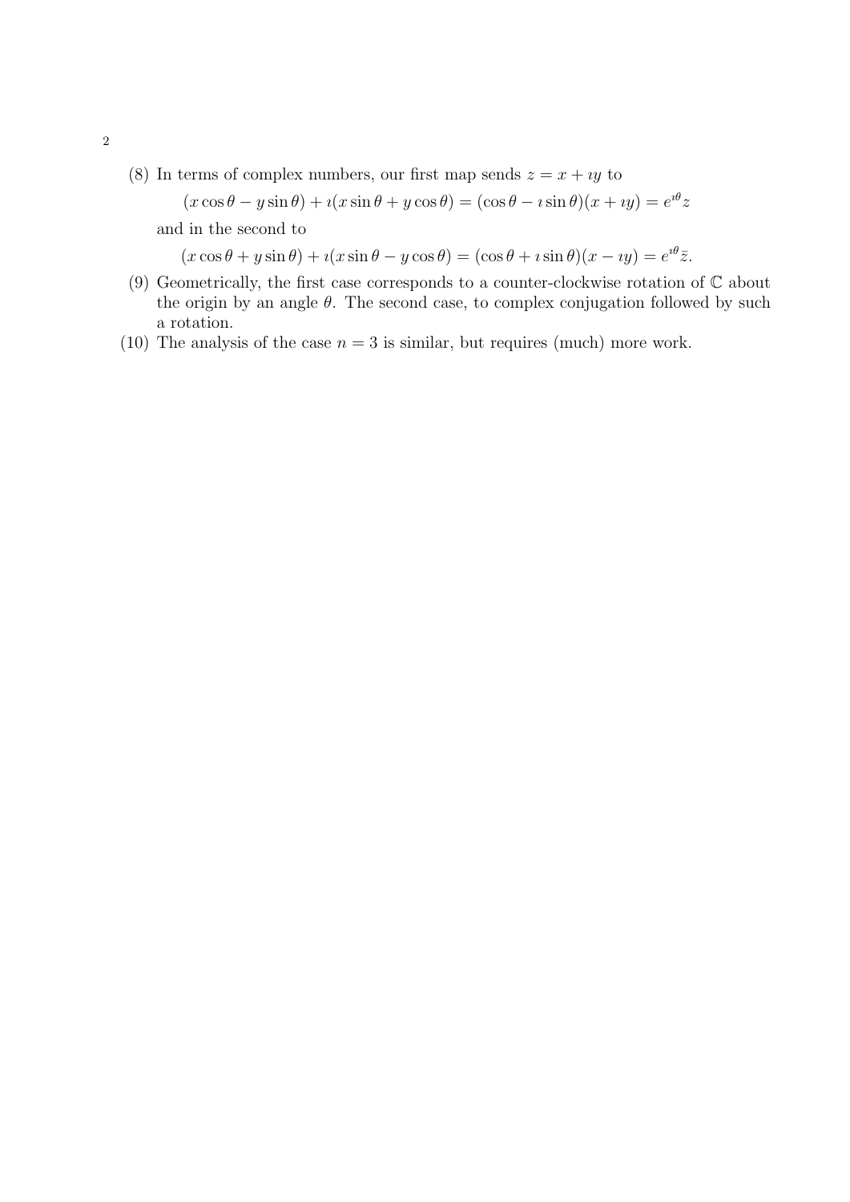(8) In terms of complex numbers, our first map sends $z = x + \imath y$ to

$$(x\cos\theta - y\sin\theta) + \imath(x\sin\theta + y\cos\theta) = (\cos\theta - \imath\sin\theta)(x + \imath y) = e^{\imath\theta}z$$

and in the second to

$$(x\cos\theta + y\sin\theta) + \imath(x\sin\theta - y\cos\theta) = (\cos\theta + \imath\sin\theta)(x - \imath y) = e^{\imath\theta}\bar{z}.$$

(9) Geometrically, the first case corresponds to a counter-clockwise rotation of $\mathbb{C}$ about the origin by an angle $\theta$. The second case, to complex conjugation followed by such a rotation.

(10) The analysis of the case $n = 3$ is similar, but requires (much) more work.